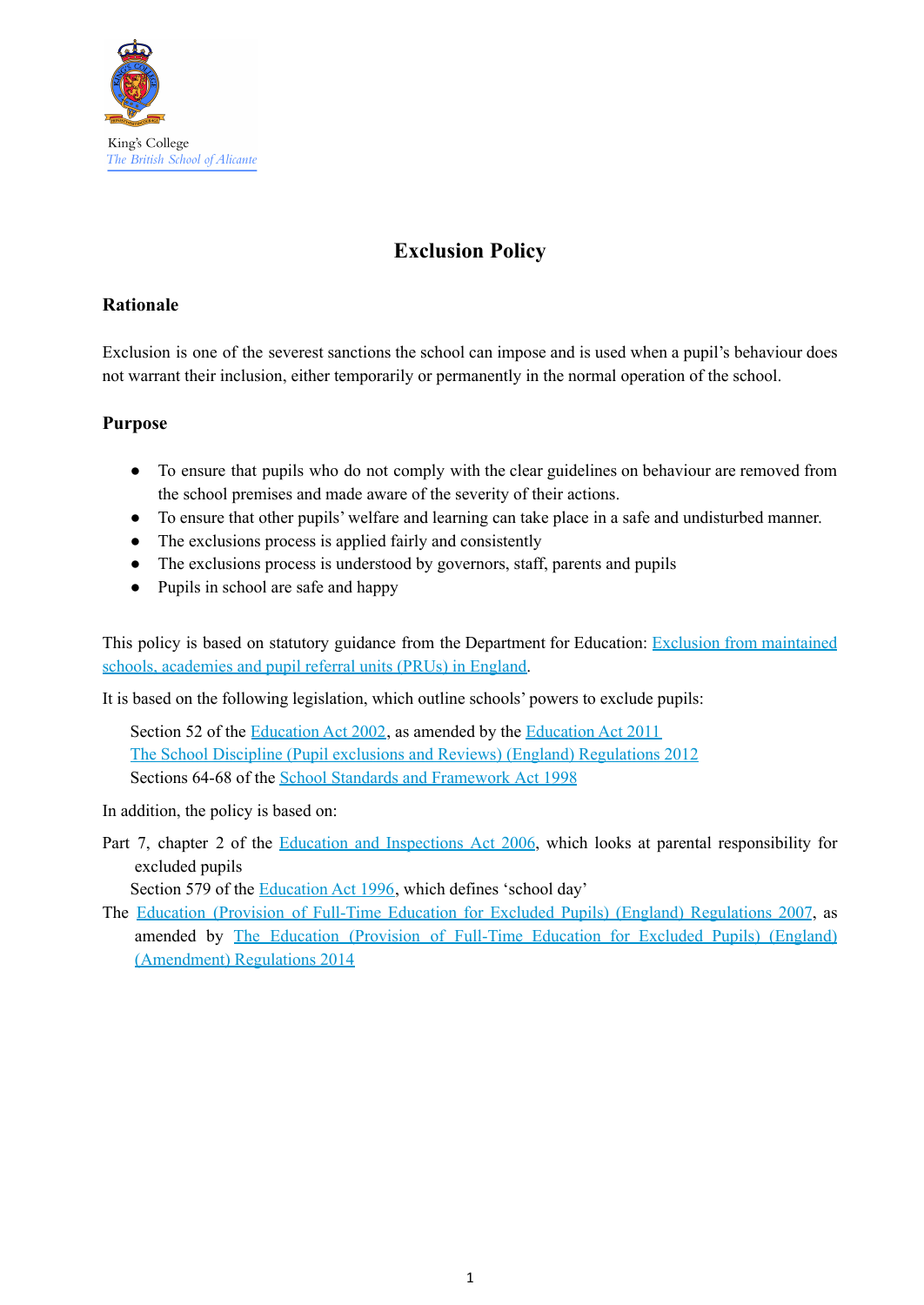King's College
*The British School of Alicante*

# Exclusion Policy

## Rationale

Exclusion is one of the severest sanctions the school can impose and is used when a pupil's behaviour does not warrant their inclusion, either temporarily or permanently in the normal operation of the school.

## Purpose

- To ensure that pupils who do not comply with the clear guidelines on behaviour are removed from the school premises and made aware of the severity of their actions.
- To ensure that other pupils' welfare and learning can take place in a safe and undisturbed manner.
- The exclusions process is applied fairly and consistently
- The exclusions process is understood by governors, staff, parents and pupils
- Pupils in school are safe and happy

This policy is based on statutory guidance from the Department for Education: Exclusion from maintained schools, academies and pupil referral units (PRUs) in England.

It is based on the following legislation, which outline schools' powers to exclude pupils:

Section 52 of the Education Act 2002, as amended by the Education Act 2011
The School Discipline (Pupil exclusions and Reviews) (England) Regulations 2012
Sections 64-68 of the School Standards and Framework Act 1998

In addition, the policy is based on:

Part 7, chapter 2 of the Education and Inspections Act 2006, which looks at parental responsibility for excluded pupils
Section 579 of the Education Act 1996, which defines 'school day'
The Education (Provision of Full-Time Education for Excluded Pupils) (England) Regulations 2007, as amended by The Education (Provision of Full-Time Education for Excluded Pupils) (England) (Amendment) Regulations 2014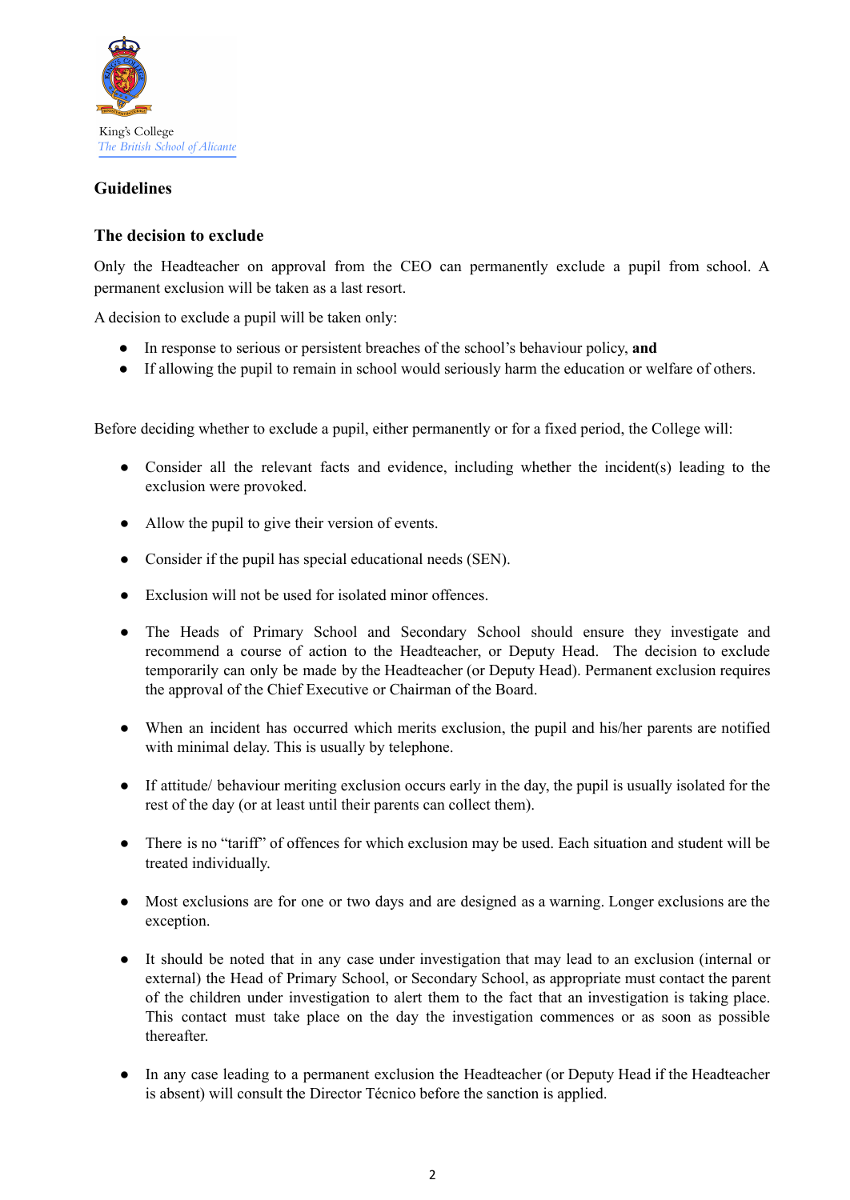King's College
*The British School of Alicante*

## Guidelines

### The decision to exclude

Only the Headteacher on approval from the CEO can permanently exclude a pupil from school. A permanent exclusion will be taken as a last resort.

A decision to exclude a pupil will be taken only:

- In response to serious or persistent breaches of the school's behaviour policy, **and**
- If allowing the pupil to remain in school would seriously harm the education or welfare of others.

Before deciding whether to exclude a pupil, either permanently or for a fixed period, the College will:

- Consider all the relevant facts and evidence, including whether the incident(s) leading to the exclusion were provoked.
- Allow the pupil to give their version of events.
- Consider if the pupil has special educational needs (SEN).
- Exclusion will not be used for isolated minor offences.
- The Heads of Primary School and Secondary School should ensure they investigate and recommend a course of action to the Headteacher, or Deputy Head. The decision to exclude temporarily can only be made by the Headteacher (or Deputy Head). Permanent exclusion requires the approval of the Chief Executive or Chairman of the Board.
- When an incident has occurred which merits exclusion, the pupil and his/her parents are notified with minimal delay. This is usually by telephone.
- If attitude/ behaviour meriting exclusion occurs early in the day, the pupil is usually isolated for the rest of the day (or at least until their parents can collect them).
- There is no "tariff" of offences for which exclusion may be used. Each situation and student will be treated individually.
- Most exclusions are for one or two days and are designed as a warning. Longer exclusions are the exception.
- It should be noted that in any case under investigation that may lead to an exclusion (internal or external) the Head of Primary School, or Secondary School, as appropriate must contact the parent of the children under investigation to alert them to the fact that an investigation is taking place. This contact must take place on the day the investigation commences or as soon as possible thereafter.
- In any case leading to a permanent exclusion the Headteacher (or Deputy Head if the Headteacher is absent) will consult the Director Técnico before the sanction is applied.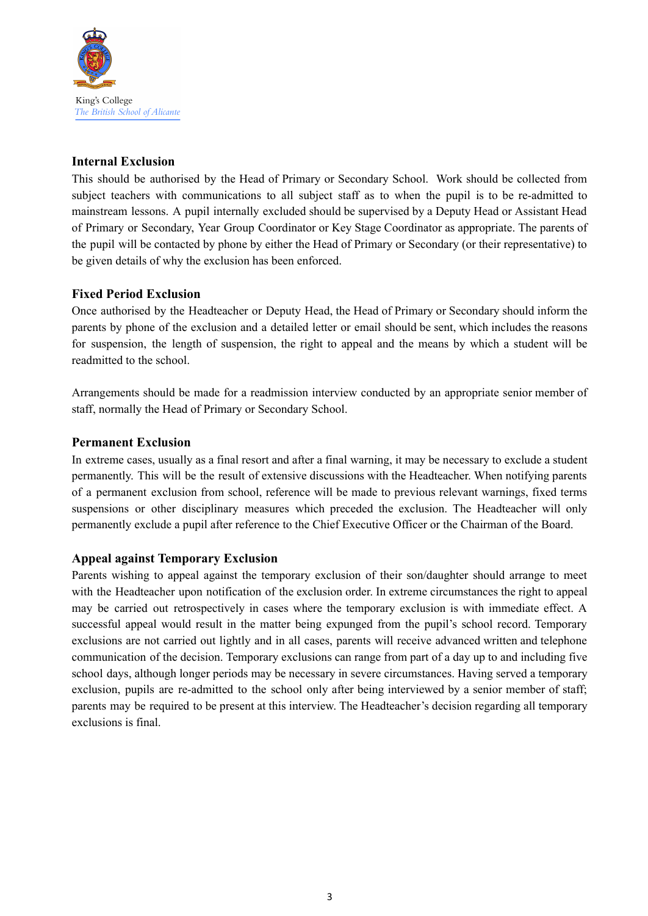King's College
*The British School of Alicante*

### Internal Exclusion

This should be authorised by the Head of Primary or Secondary School. Work should be collected from subject teachers with communications to all subject staff as to when the pupil is to be re-admitted to mainstream lessons. A pupil internally excluded should be supervised by a Deputy Head or Assistant Head of Primary or Secondary, Year Group Coordinator or Key Stage Coordinator as appropriate. The parents of the pupil will be contacted by phone by either the Head of Primary or Secondary (or their representative) to be given details of why the exclusion has been enforced.

### Fixed Period Exclusion

Once authorised by the Headteacher or Deputy Head, the Head of Primary or Secondary should inform the parents by phone of the exclusion and a detailed letter or email should be sent, which includes the reasons for suspension, the length of suspension, the right to appeal and the means by which a student will be readmitted to the school.

Arrangements should be made for a readmission interview conducted by an appropriate senior member of staff, normally the Head of Primary or Secondary School.

### Permanent Exclusion

In extreme cases, usually as a final resort and after a final warning, it may be necessary to exclude a student permanently. This will be the result of extensive discussions with the Headteacher. When notifying parents of a permanent exclusion from school, reference will be made to previous relevant warnings, fixed terms suspensions or other disciplinary measures which preceded the exclusion. The Headteacher will only permanently exclude a pupil after reference to the Chief Executive Officer or the Chairman of the Board.

### Appeal against Temporary Exclusion

Parents wishing to appeal against the temporary exclusion of their son/daughter should arrange to meet with the Headteacher upon notification of the exclusion order. In extreme circumstances the right to appeal may be carried out retrospectively in cases where the temporary exclusion is with immediate effect. A successful appeal would result in the matter being expunged from the pupil's school record. Temporary exclusions are not carried out lightly and in all cases, parents will receive advanced written and telephone communication of the decision. Temporary exclusions can range from part of a day up to and including five school days, although longer periods may be necessary in severe circumstances. Having served a temporary exclusion, pupils are re-admitted to the school only after being interviewed by a senior member of staff; parents may be required to be present at this interview. The Headteacher's decision regarding all temporary exclusions is final.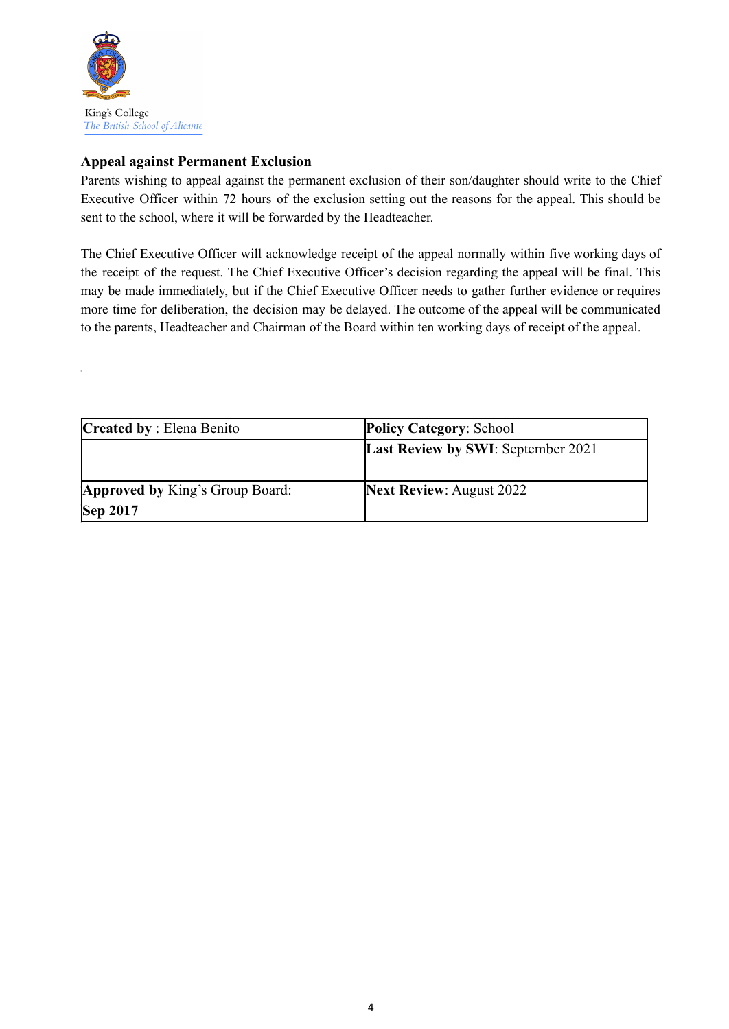King's College
*The British School of Alicante*

### Appeal against Permanent Exclusion

Parents wishing to appeal against the permanent exclusion of their son/daughter should write to the Chief Executive Officer within 72 hours of the exclusion setting out the reasons for the appeal. This should be sent to the school, where it will be forwarded by the Headteacher.

The Chief Executive Officer will acknowledge receipt of the appeal normally within five working days of the receipt of the request. The Chief Executive Officer's decision regarding the appeal will be final. This may be made immediately, but if the Chief Executive Officer needs to gather further evidence or requires more time for deliberation, the decision may be delayed. The outcome of the appeal will be communicated to the parents, Headteacher and Chairman of the Board within ten working days of receipt of the appeal.

| | |
|---|---|
| **Created by** : Elena Benito | **Policy Category**: School |
| | **Last Review by SWI**: September 2021 |
| **Approved by** King's Group Board: **Sep 2017** | **Next Review**: August 2022 |